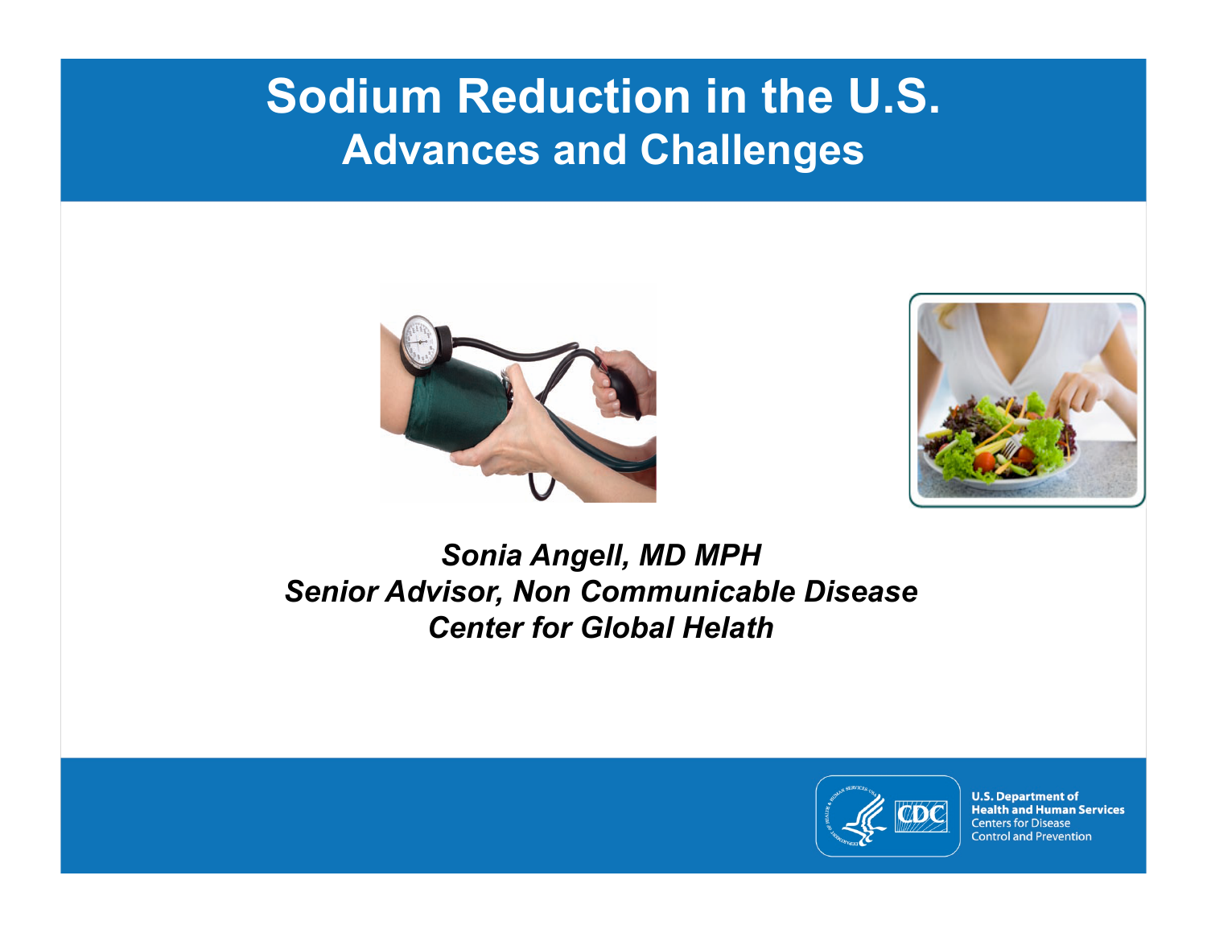# Sodium Reduction in the U.S.

## Advances and Challenges

*Sonia Angell, MD MPH*
*Senior Advisor, Non Communicable Disease*
*Center for Global Helath*

U.S. Department of Health and Human Services
Centers for Disease Control and Prevention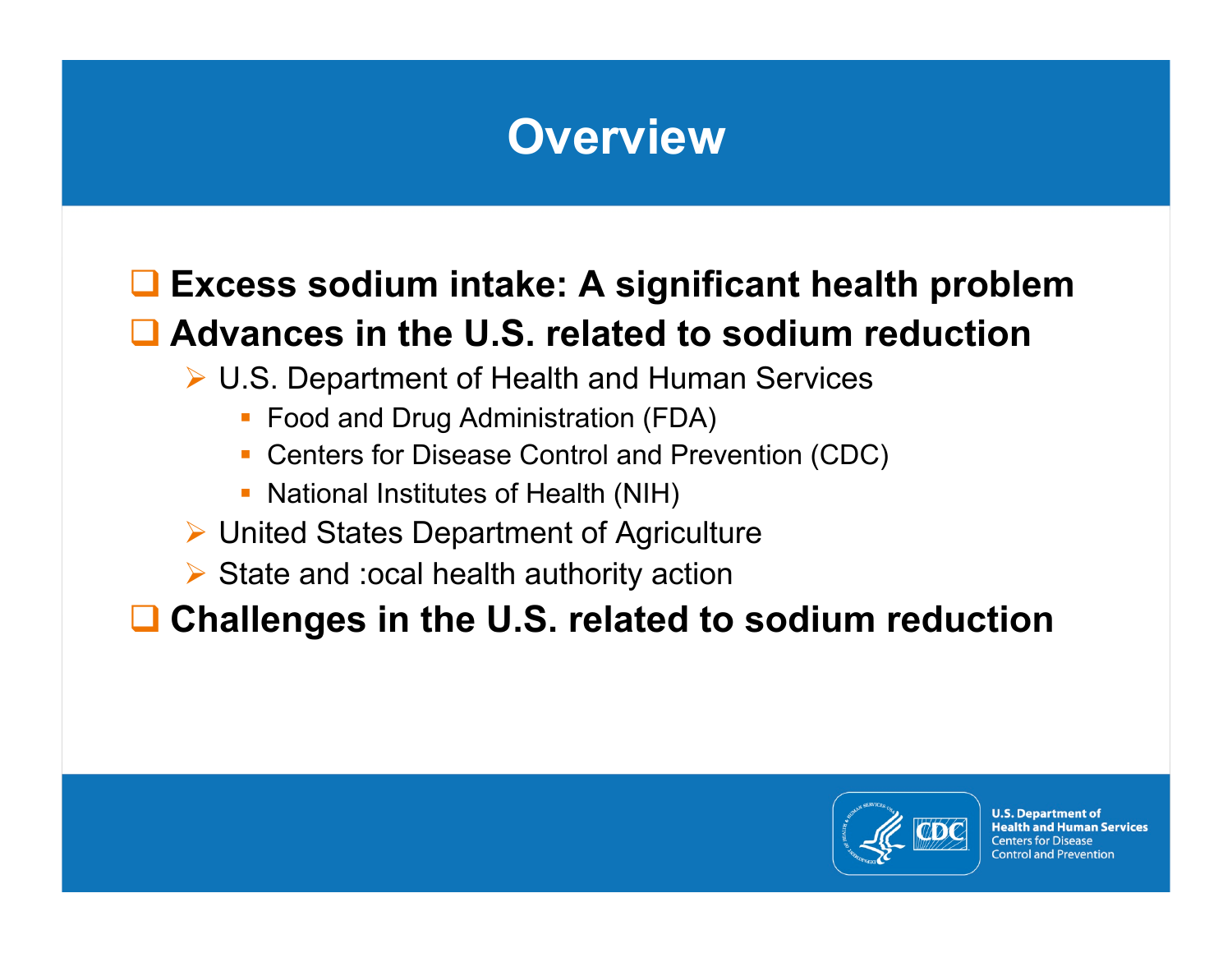# Overview

- **Excess sodium intake: A significant health problem**
- **Advances in the U.S. related to sodium reduction**
  - U.S. Department of Health and Human Services
    - Food and Drug Administration (FDA)
    - Centers for Disease Control and Prevention (CDC)
    - National Institutes of Health (NIH)
  - United States Department of Agriculture
  - State and :ocal health authority action
- **Challenges in the U.S. related to sodium reduction**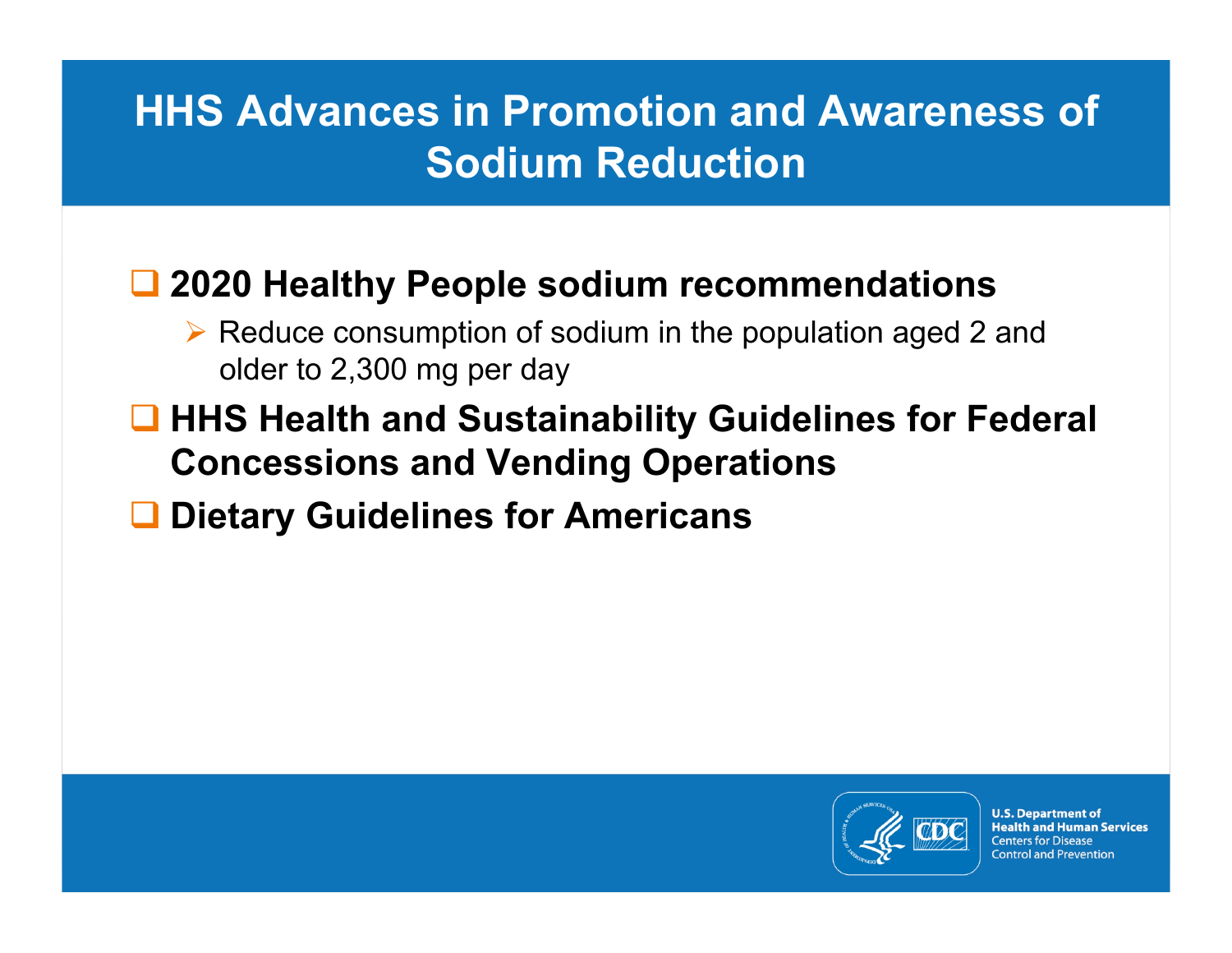# HHS Advances in Promotion and Awareness of Sodium Reduction

- **2020 Healthy People sodium recommendations**
  - Reduce consumption of sodium in the population aged 2 and older to 2,300 mg per day
- **HHS Health and Sustainability Guidelines for Federal Concessions and Vending Operations**
- **Dietary Guidelines for Americans**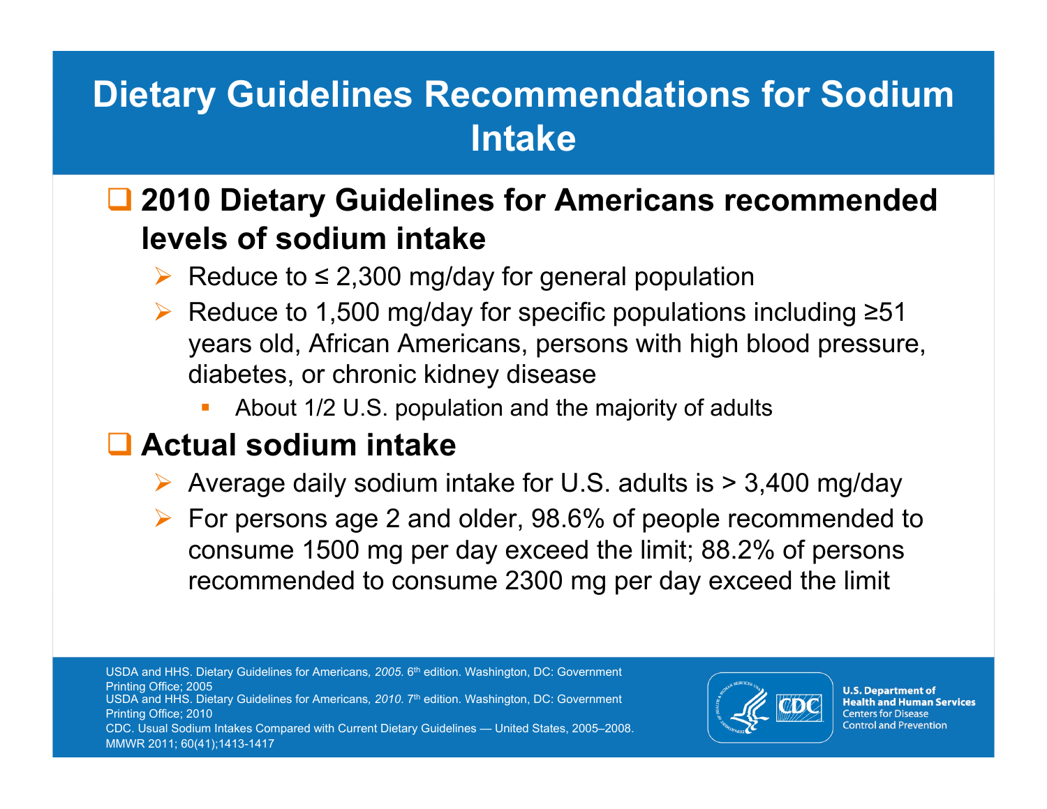# Dietary Guidelines Recommendations for Sodium Intake

- **2010 Dietary Guidelines for Americans recommended levels of sodium intake**
  - Reduce to ≤ 2,300 mg/day for general population
  - Reduce to 1,500 mg/day for specific populations including ≥51 years old, African Americans, persons with high blood pressure, diabetes, or chronic kidney disease
    - About 1/2 U.S. population and the majority of adults
- **Actual sodium intake**
  - Average daily sodium intake for U.S. adults is > 3,400 mg/day
  - For persons age 2 and older, 98.6% of people recommended to consume 1500 mg per day exceed the limit; 88.2% of persons recommended to consume 2300 mg per day exceed the limit

USDA and HHS. Dietary Guidelines for Americans*, 2005*. 6th edition. Washington, DC: Government Printing Office; 2005

USDA and HHS. Dietary Guidelines for Americans*, 2010*. 7th edition. Washington, DC: Government Printing Office; 2010

CDC. Usual Sodium Intakes Compared with Current Dietary Guidelines — United States, 2005–2008. MMWR 2011; 60(41);1413-1417

U.S. Department of Health and Human Services
Centers for Disease Control and Prevention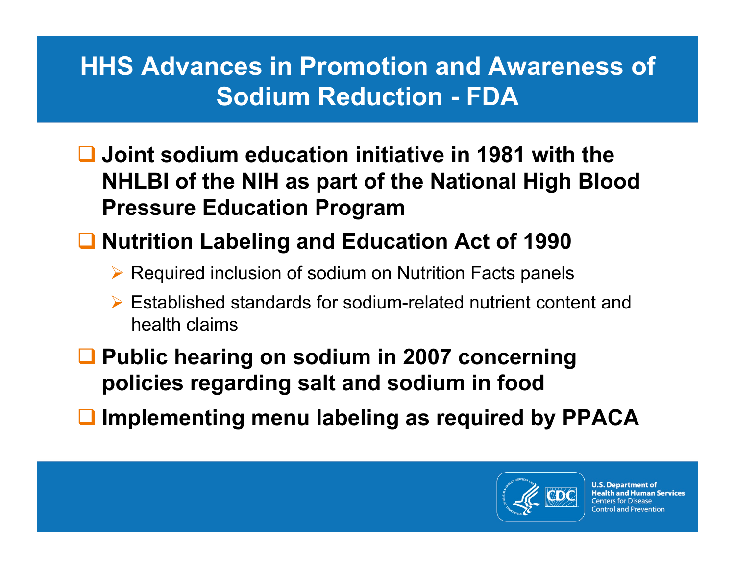# HHS Advances in Promotion and Awareness of Sodium Reduction - FDA

- **Joint sodium education initiative in 1981 with the NHLBI of the NIH as part of the National High Blood Pressure Education Program**
- **Nutrition Labeling and Education Act of 1990**
  - Required inclusion of sodium on Nutrition Facts panels
  - Established standards for sodium-related nutrient content and health claims
- **Public hearing on sodium in 2007 concerning policies regarding salt and sodium in food**
- **Implementing menu labeling as required by PPACA**

U.S. Department of Health and Human Services
Centers for Disease Control and Prevention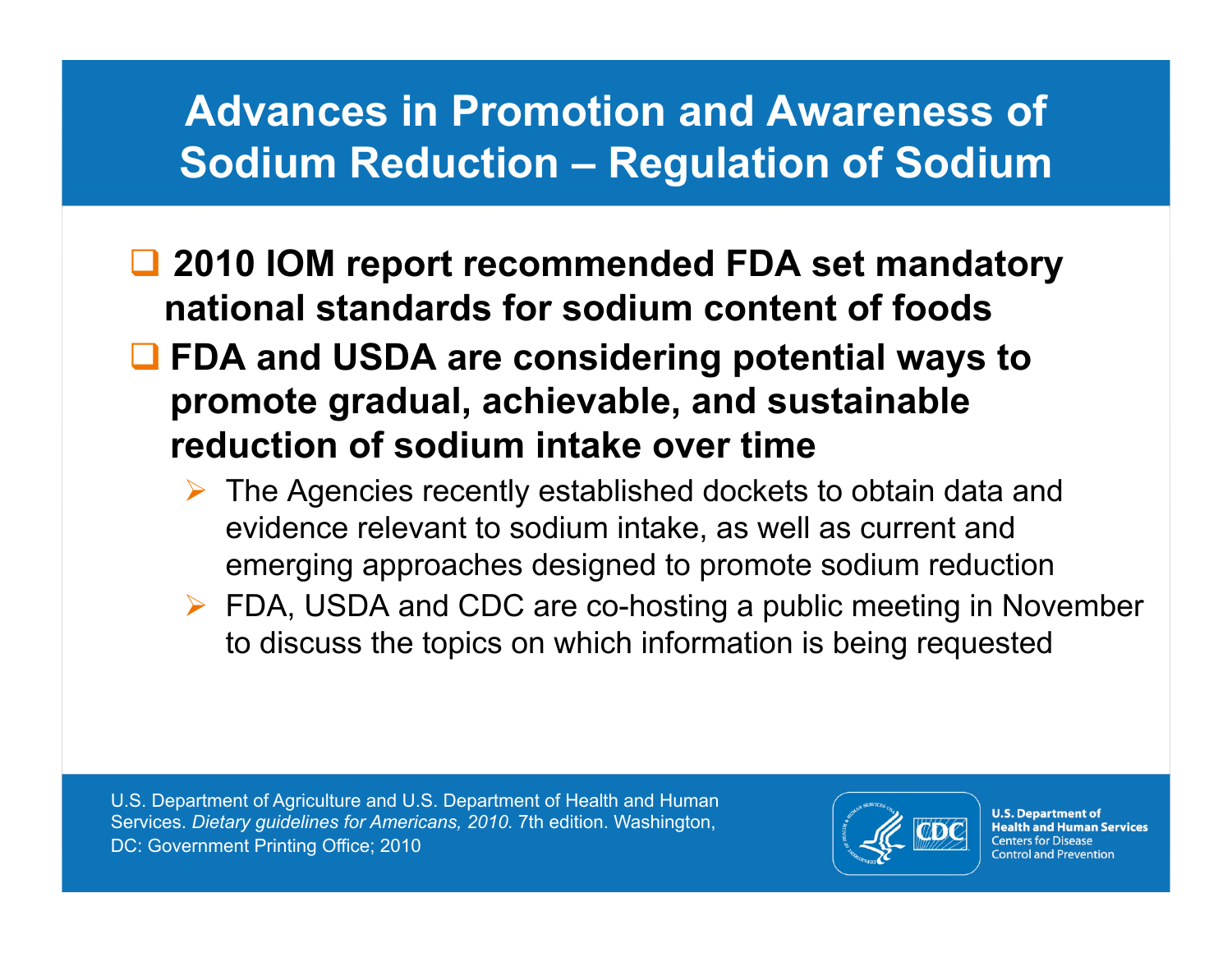# Advances in Promotion and Awareness of Sodium Reduction – Regulation of Sodium

- **2010 IOM report recommended FDA set mandatory national standards for sodium content of foods**
- **FDA and USDA are considering potential ways to promote gradual, achievable, and sustainable reduction of sodium intake over time**
  - The Agencies recently established dockets to obtain data and evidence relevant to sodium intake, as well as current and emerging approaches designed to promote sodium reduction
  - FDA, USDA and CDC are co-hosting a public meeting in November to discuss the topics on which information is being requested

U.S. Department of Agriculture and U.S. Department of Health and Human Services. *Dietary guidelines for Americans, 2010.* 7th edition. Washington, DC: Government Printing Office; 2010

U.S. Department of Health and Human Services
Centers for Disease Control and Prevention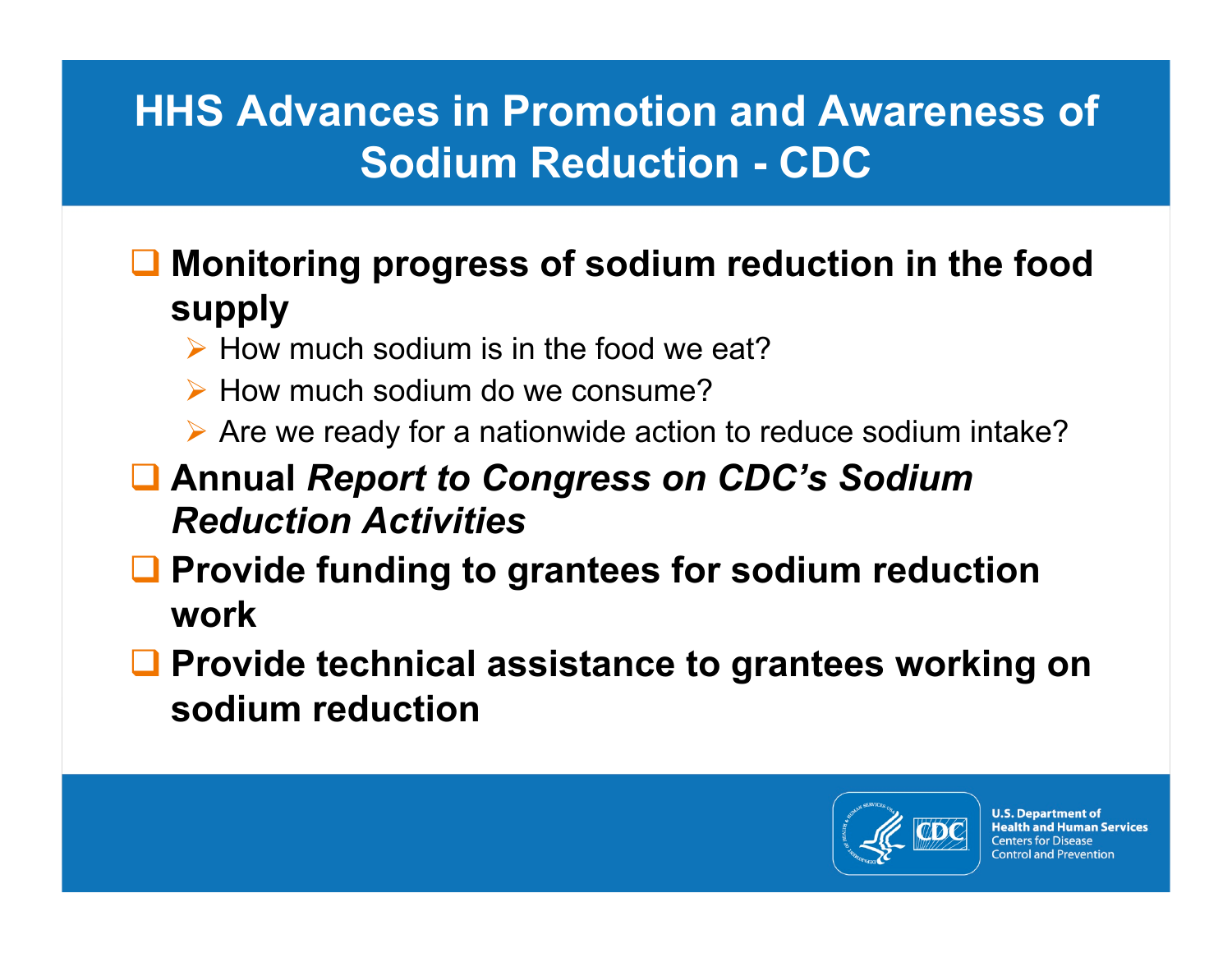# HHS Advances in Promotion and Awareness of Sodium Reduction - CDC

- **Monitoring progress of sodium reduction in the food supply**
  - How much sodium is in the food we eat?
  - How much sodium do we consume?
  - Are we ready for a nationwide action to reduce sodium intake?
- **Annual *Report to Congress on CDC's Sodium Reduction Activities***
- **Provide funding to grantees for sodium reduction work**
- **Provide technical assistance to grantees working on sodium reduction**

U.S. Department of Health and Human Services
Centers for Disease Control and Prevention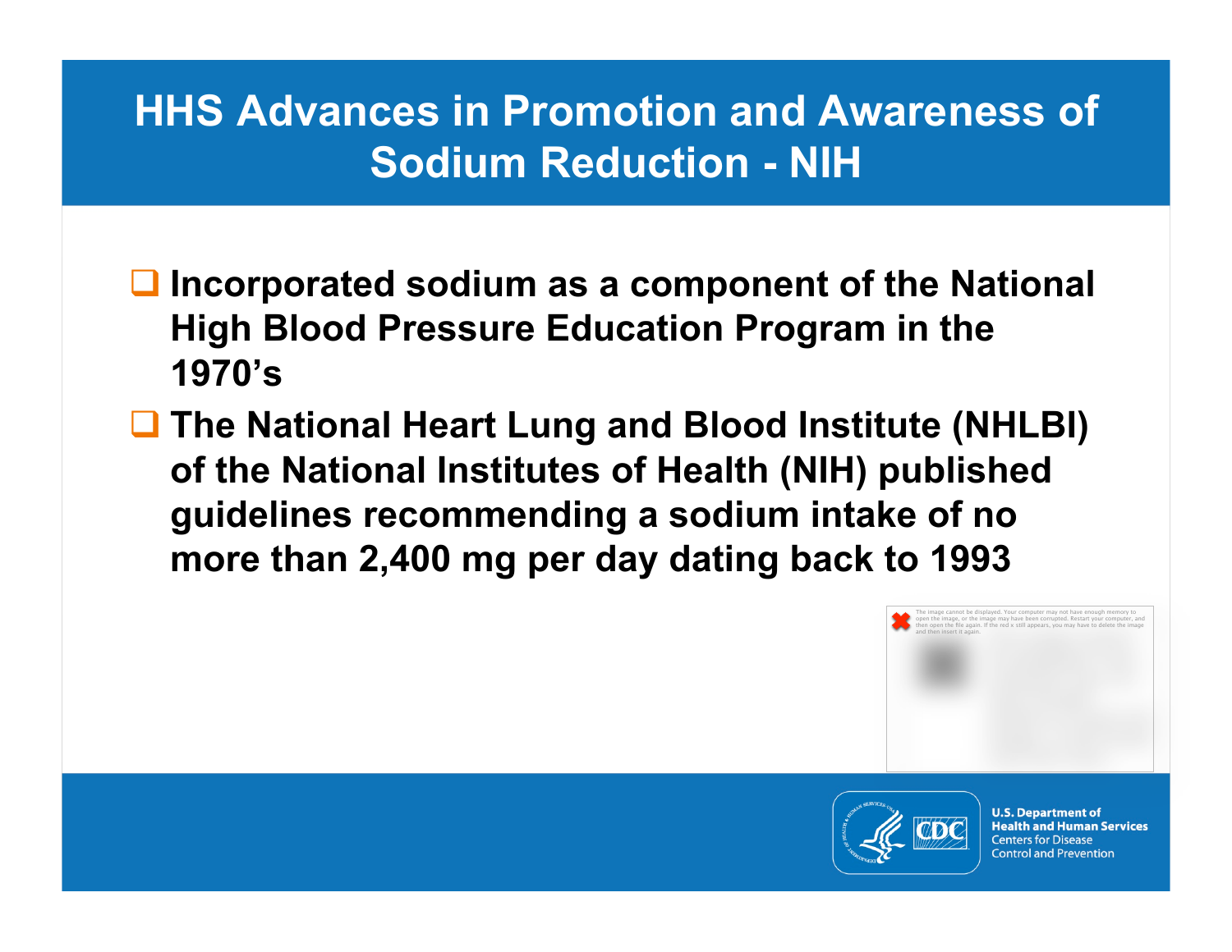# HHS Advances in Promotion and Awareness of Sodium Reduction - NIH

- Incorporated sodium as a component of the National High Blood Pressure Education Program in the 1970's
- The National Heart Lung and Blood Institute (NHLBI) of the National Institutes of Health (NIH) published guidelines recommending a sodium intake of no more than 2,400 mg per day dating back to 1993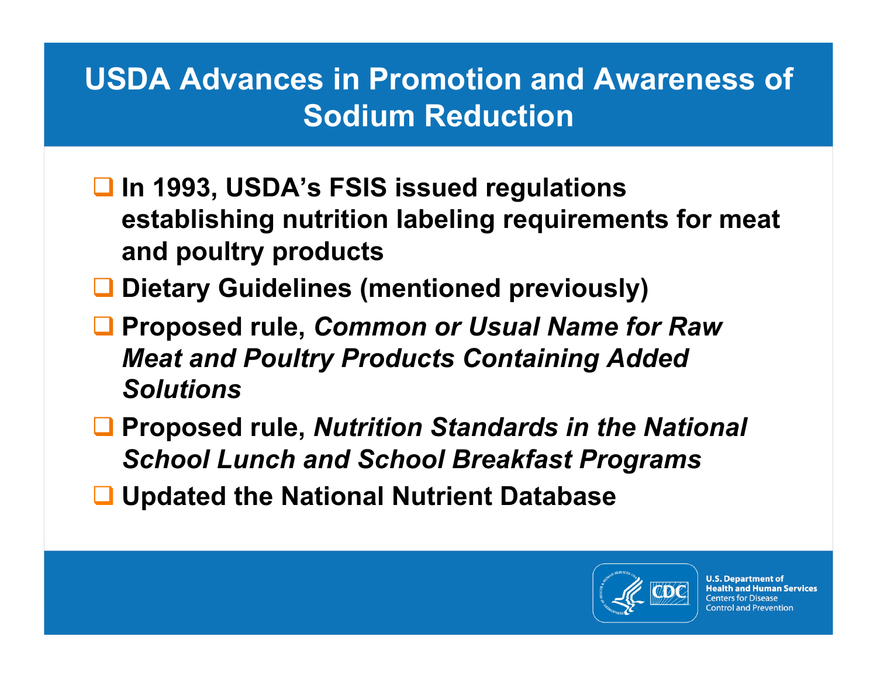# USDA Advances in Promotion and Awareness of Sodium Reduction

- In 1993, USDA's FSIS issued regulations establishing nutrition labeling requirements for meat and poultry products
- Dietary Guidelines (mentioned previously)
- Proposed rule, *Common or Usual Name for Raw Meat and Poultry Products Containing Added Solutions*
- Proposed rule, *Nutrition Standards in the National School Lunch and School Breakfast Programs*
- Updated the National Nutrient Database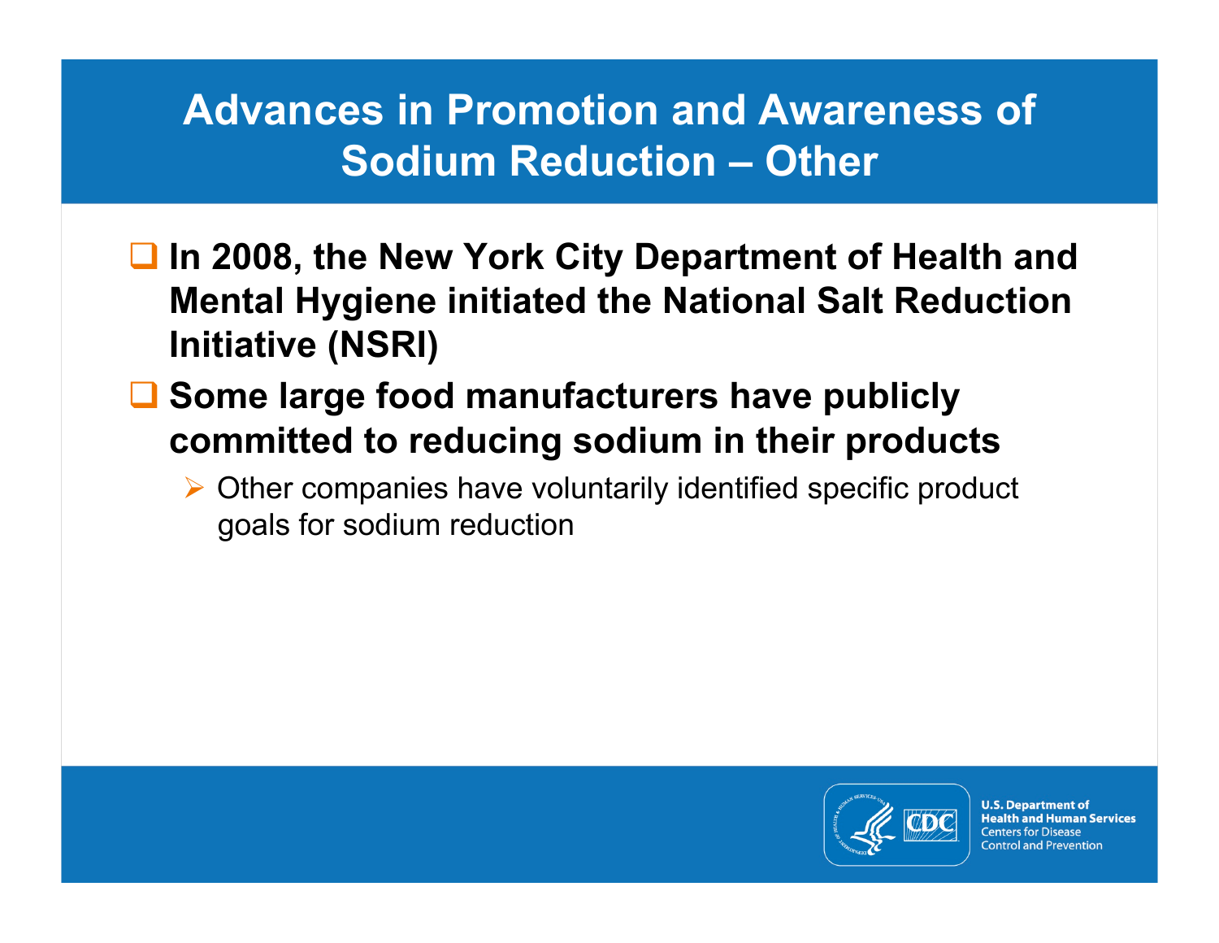# Advances in Promotion and Awareness of Sodium Reduction – Other

- **In 2008, the New York City Department of Health and Mental Hygiene initiated the National Salt Reduction Initiative (NSRI)**
- **Some large food manufacturers have publicly committed to reducing sodium in their products**
  - Other companies have voluntarily identified specific product goals for sodium reduction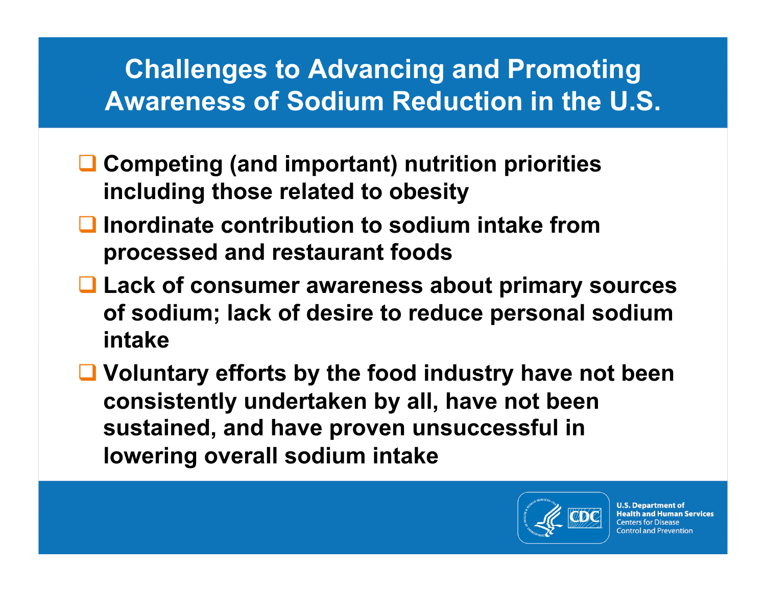# Challenges to Advancing and Promoting Awareness of Sodium Reduction in the U.S.

- Competing (and important) nutrition priorities including those related to obesity
- Inordinate contribution to sodium intake from processed and restaurant foods
- Lack of consumer awareness about primary sources of sodium; lack of desire to reduce personal sodium intake
- Voluntary efforts by the food industry have not been consistently undertaken by all, have not been sustained, and have proven unsuccessful in lowering overall sodium intake

U.S. Department of Health and Human Services
Centers for Disease Control and Prevention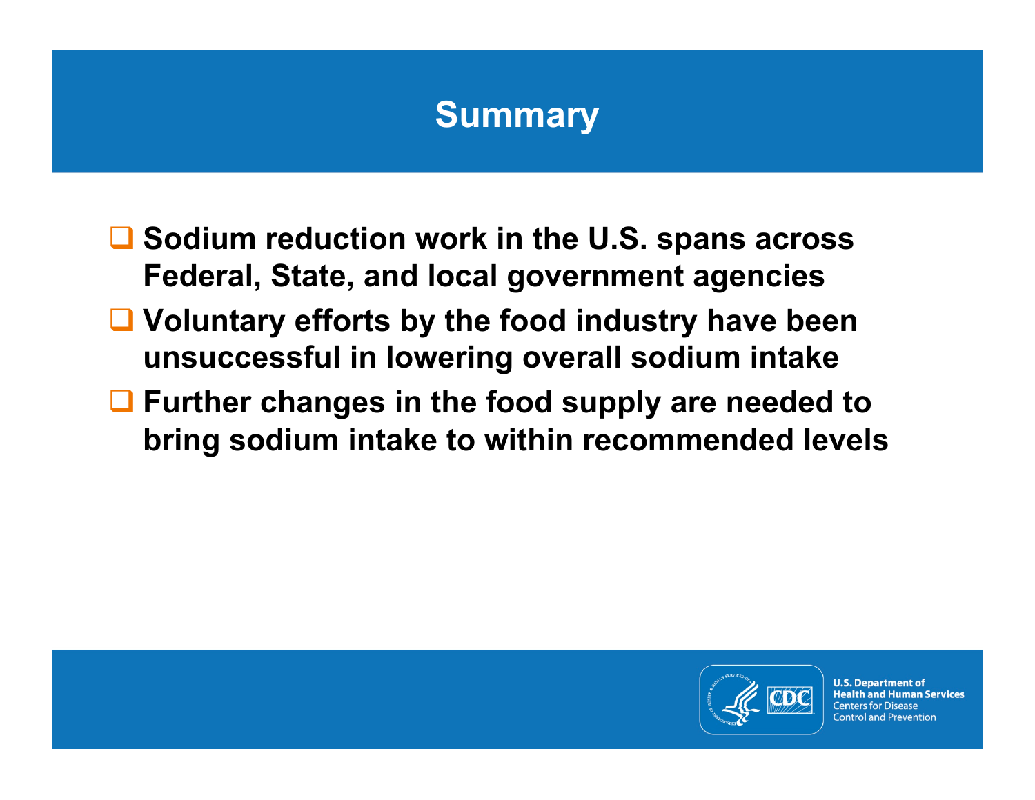# Summary

- Sodium reduction work in the U.S. spans across Federal, State, and local government agencies
- Voluntary efforts by the food industry have been unsuccessful in lowering overall sodium intake
- Further changes in the food supply are needed to bring sodium intake to within recommended levels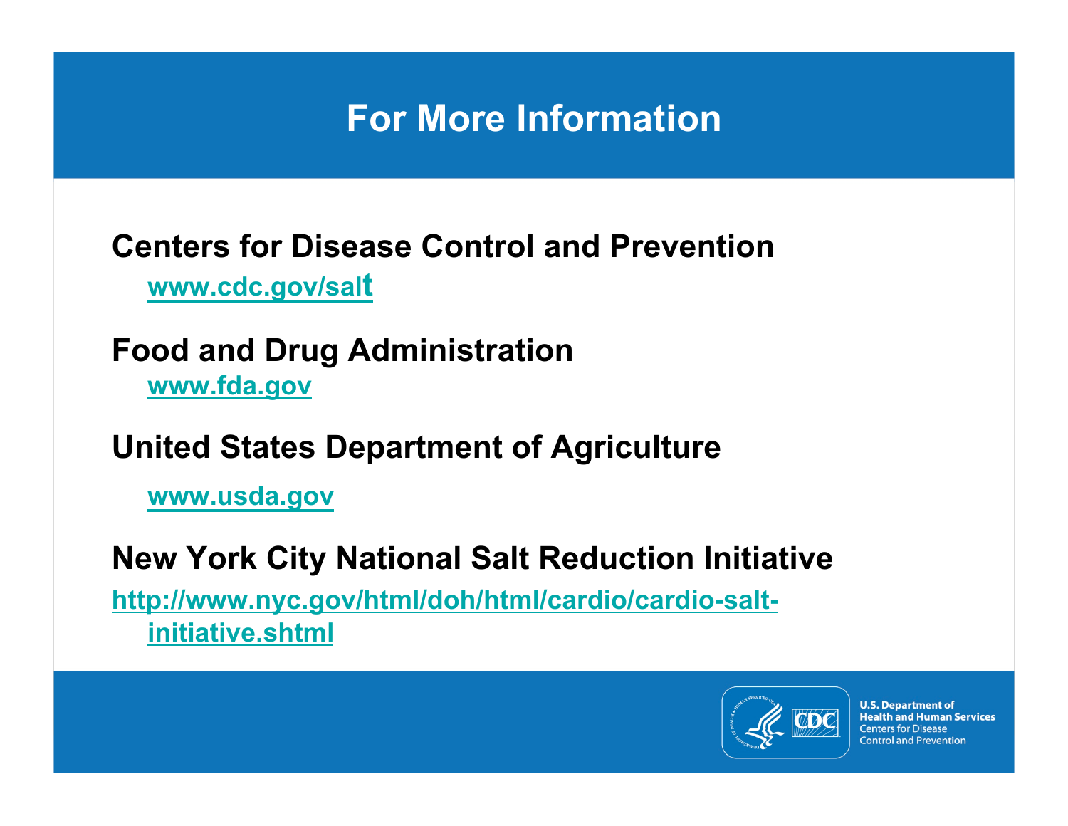# For More Information

**Centers for Disease Control and Prevention**

www.cdc.gov/salt

**Food and Drug Administration**

www.fda.gov

**United States Department of Agriculture**

www.usda.gov

**New York City National Salt Reduction Initiative**

http://www.nyc.gov/html/doh/html/cardio/cardio-salt-initiative.shtml

U.S. Department of Health and Human Services
Centers for Disease Control and Prevention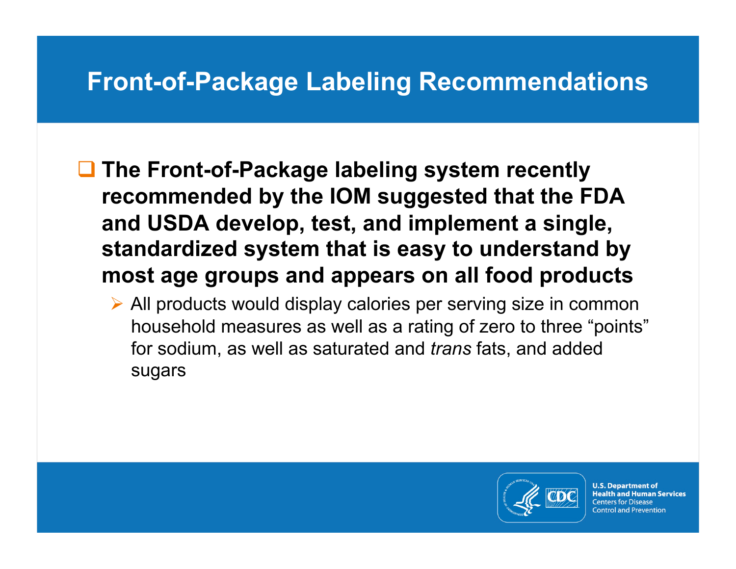# Front-of-Package Labeling Recommendations

- **The Front-of-Package labeling system recently recommended by the IOM suggested that the FDA and USDA develop, test, and implement a single, standardized system that is easy to understand by most age groups and appears on all food products**
  - All products would display calories per serving size in common household measures as well as a rating of zero to three “points” for sodium, as well as saturated and *trans* fats, and added sugars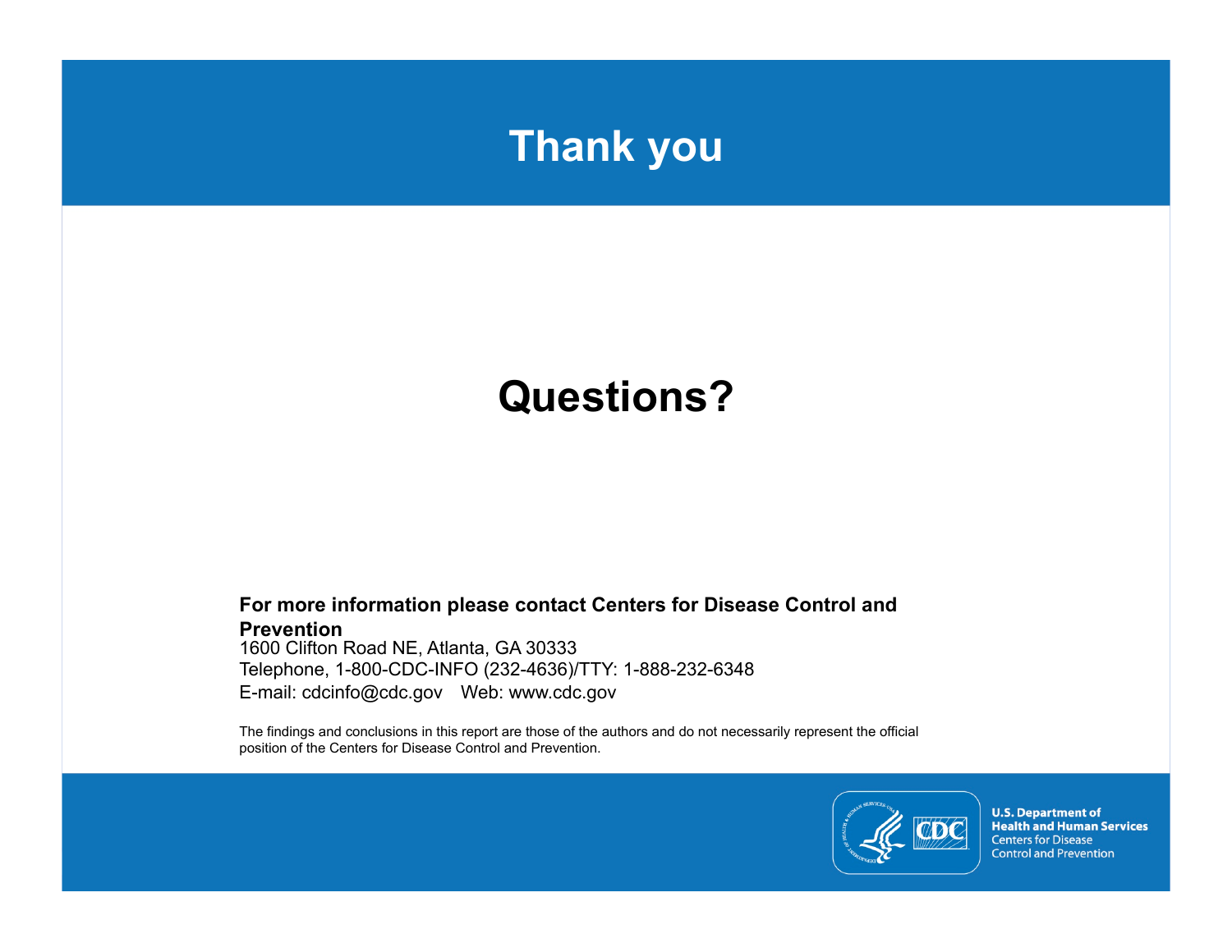# Thank you

## Questions?

**For more information please contact Centers for Disease Control and Prevention**
1600 Clifton Road NE, Atlanta, GA 30333
Telephone, 1-800-CDC-INFO (232-4636)/TTY: 1-888-232-6348
E-mail: cdcinfo@cdc.gov Web: www.cdc.gov

The findings and conclusions in this report are those of the authors and do not necessarily represent the official position of the Centers for Disease Control and Prevention.

**U.S. Department of Health and Human Services**
Centers for Disease Control and Prevention